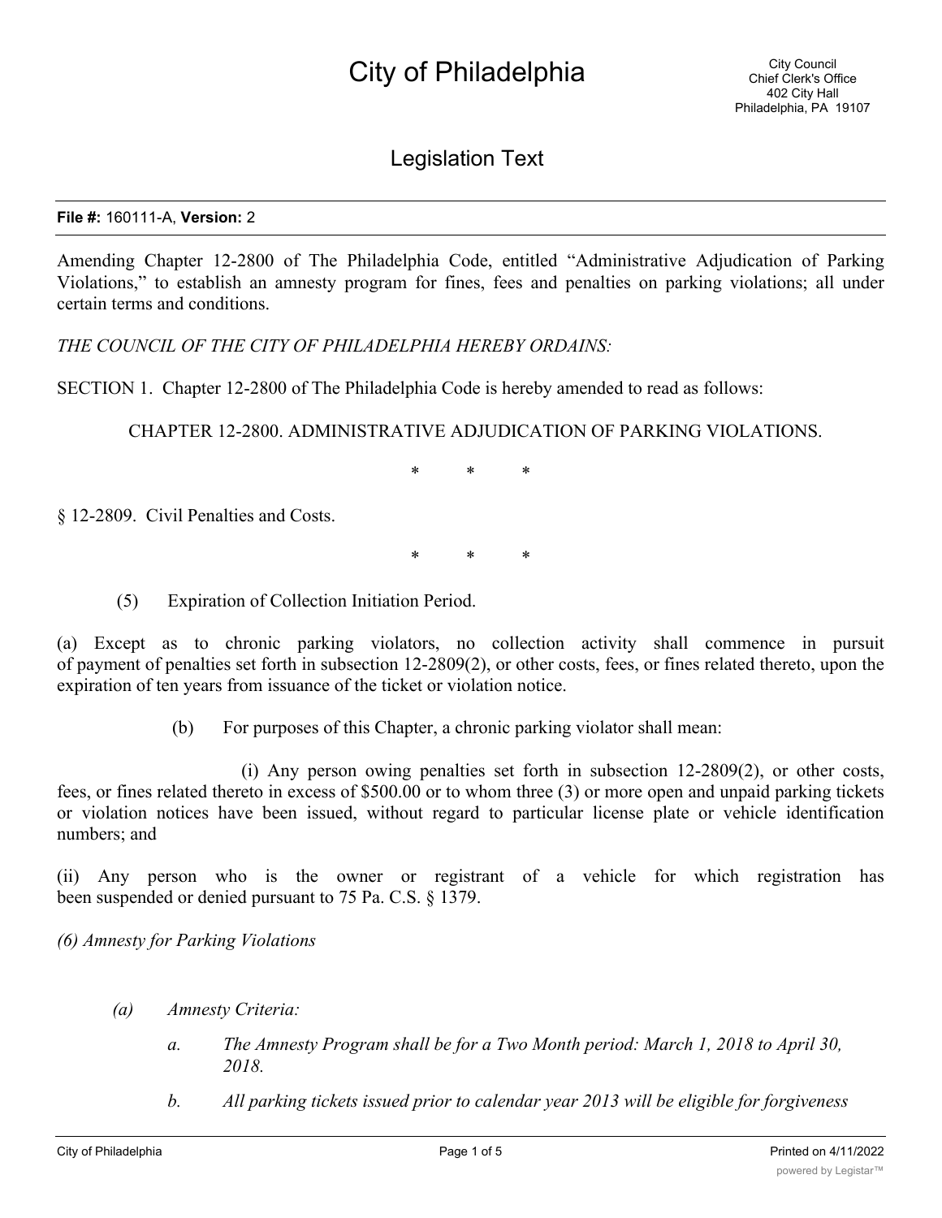# City of Philadelphia

City Council
Chief Clerk's Office
402 City Hall
Philadelphia, PA 19107

## Legislation Text

**File #:** 160111-A, **Version:** 2

Amending Chapter 12-2800 of The Philadelphia Code, entitled "Administrative Adjudication of Parking Violations," to establish an amnesty program for fines, fees and penalties on parking violations; all under certain terms and conditions.

*THE COUNCIL OF THE CITY OF PHILADELPHIA HEREBY ORDAINS:*

SECTION 1. Chapter 12-2800 of The Philadelphia Code is hereby amended to read as follows:

CHAPTER 12-2800. ADMINISTRATIVE ADJUDICATION OF PARKING VIOLATIONS.

\* \* \*

§ 12-2809. Civil Penalties and Costs.

\* \* \*

(5) Expiration of Collection Initiation Period.

(a) Except as to chronic parking violators, no collection activity shall commence in pursuit of payment of penalties set forth in subsection 12-2809(2), or other costs, fees, or fines related thereto, upon the expiration of ten years from issuance of the ticket or violation notice.

(b) For purposes of this Chapter, a chronic parking violator shall mean:

(i) Any person owing penalties set forth in subsection 12-2809(2), or other costs, fees, or fines related thereto in excess of $500.00 or to whom three (3) or more open and unpaid parking tickets or violation notices have been issued, without regard to particular license plate or vehicle identification numbers; and

(ii) Any person who is the owner or registrant of a vehicle for which registration has been suspended or denied pursuant to 75 Pa. C.S. § 1379.

*(6) Amnesty for Parking Violations*

*(a) Amnesty Criteria:*

*a. The Amnesty Program shall be for a Two Month period: March 1, 2018 to April 30, 2018.*

*b. All parking tickets issued prior to calendar year 2013 will be eligible for forgiveness*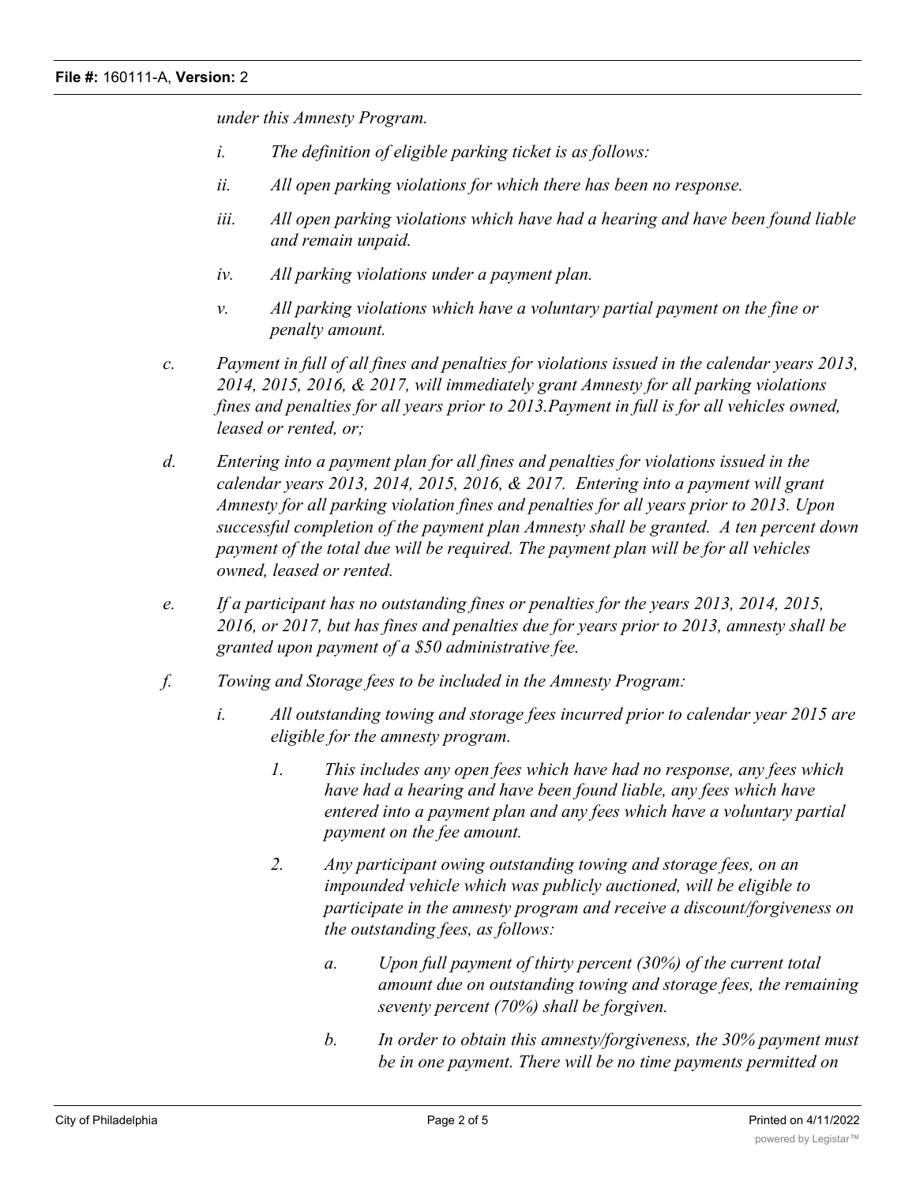*under this Amnesty Program.*

- *i. The definition of eligible parking ticket is as follows:*
- *ii. All open parking violations for which there has been no response.*
- *iii. All open parking violations which have had a hearing and have been found liable and remain unpaid.*
- *iv. All parking violations under a payment plan.*
- *v. All parking violations which have a voluntary partial payment on the fine or penalty amount.*

*c. Payment in full of all fines and penalties for violations issued in the calendar years 2013, 2014, 2015, 2016, & 2017, will immediately grant Amnesty for all parking violations fines and penalties for all years prior to 2013.Payment in full is for all vehicles owned, leased or rented, or;*

*d. Entering into a payment plan for all fines and penalties for violations issued in the calendar years 2013, 2014, 2015, 2016, & 2017. Entering into a payment will grant Amnesty for all parking violation fines and penalties for all years prior to 2013. Upon successful completion of the payment plan Amnesty shall be granted. A ten percent down payment of the total due will be required. The payment plan will be for all vehicles owned, leased or rented.*

*e. If a participant has no outstanding fines or penalties for the years 2013, 2014, 2015, 2016, or 2017, but has fines and penalties due for years prior to 2013, amnesty shall be granted upon payment of a $50 administrative fee.*

*f. Towing and Storage fees to be included in the Amnesty Program:*

- *i. All outstanding towing and storage fees incurred prior to calendar year 2015 are eligible for the amnesty program.*
    - *1. This includes any open fees which have had no response, any fees which have had a hearing and have been found liable, any fees which have entered into a payment plan and any fees which have a voluntary partial payment on the fee amount.*
    - *2. Any participant owing outstanding towing and storage fees, on an impounded vehicle which was publicly auctioned, will be eligible to participate in the amnesty program and receive a discount/forgiveness on the outstanding fees, as follows:*
        - *a. Upon full payment of thirty percent (30%) of the current total amount due on outstanding towing and storage fees, the remaining seventy percent (70%) shall be forgiven.*
        - *b. In order to obtain this amnesty/forgiveness, the 30% payment must be in one payment. There will be no time payments permitted on*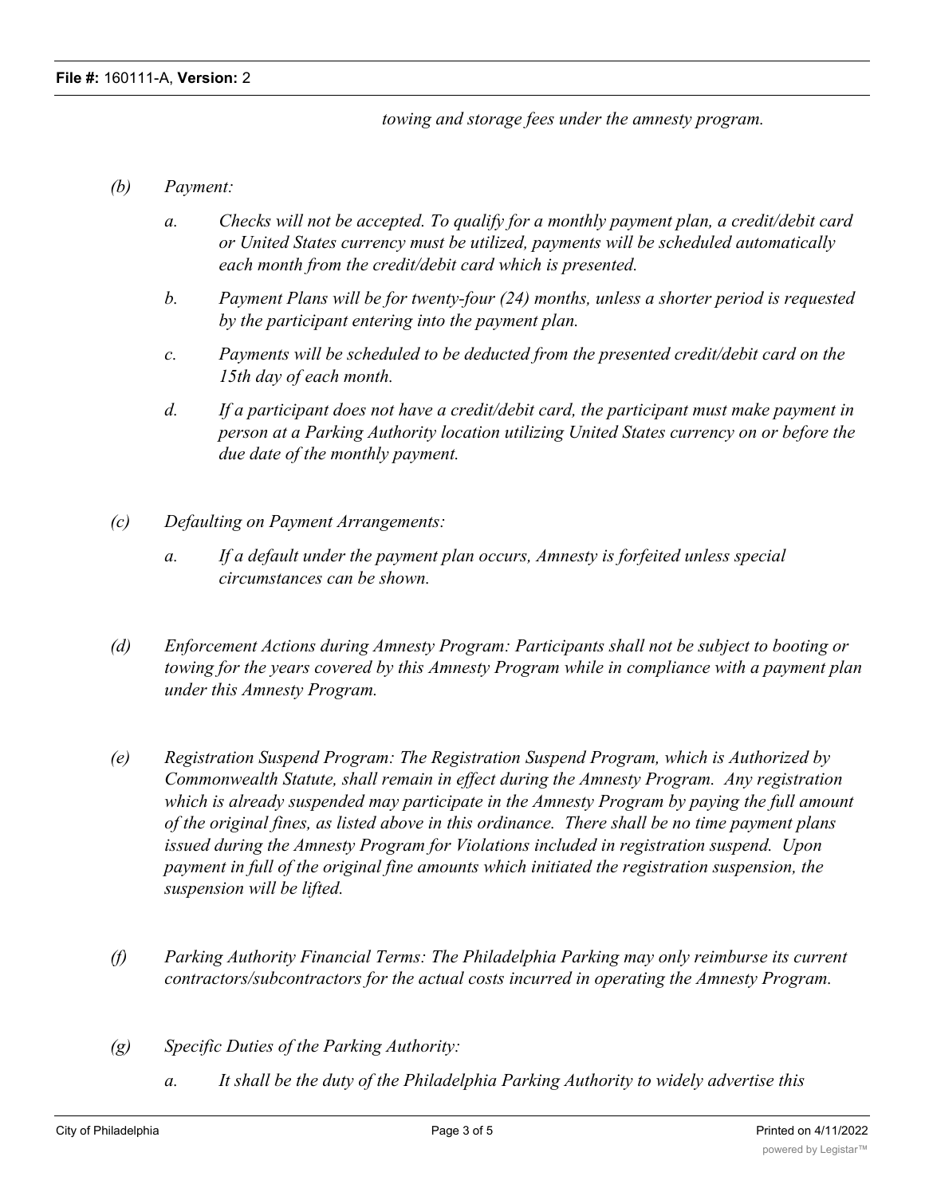*towing and storage fees under the amnesty program.*

*(b) Payment:*

*a. Checks will not be accepted. To qualify for a monthly payment plan, a credit/debit card or United States currency must be utilized, payments will be scheduled automatically each month from the credit/debit card which is presented.*

*b. Payment Plans will be for twenty-four (24) months, unless a shorter period is requested by the participant entering into the payment plan.*

*c. Payments will be scheduled to be deducted from the presented credit/debit card on the 15th day of each month.*

*d. If a participant does not have a credit/debit card, the participant must make payment in person at a Parking Authority location utilizing United States currency on or before the due date of the monthly payment.*

*(c) Defaulting on Payment Arrangements:*

*a. If a default under the payment plan occurs, Amnesty is forfeited unless special circumstances can be shown.*

*(d) Enforcement Actions during Amnesty Program: Participants shall not be subject to booting or towing for the years covered by this Amnesty Program while in compliance with a payment plan under this Amnesty Program.*

*(e) Registration Suspend Program: The Registration Suspend Program, which is Authorized by Commonwealth Statute, shall remain in effect during the Amnesty Program. Any registration which is already suspended may participate in the Amnesty Program by paying the full amount of the original fines, as listed above in this ordinance. There shall be no time payment plans issued during the Amnesty Program for Violations included in registration suspend. Upon payment in full of the original fine amounts which initiated the registration suspension, the suspension will be lifted.*

*(f) Parking Authority Financial Terms: The Philadelphia Parking may only reimburse its current contractors/subcontractors for the actual costs incurred in operating the Amnesty Program.*

*(g) Specific Duties of the Parking Authority:*

*a. It shall be the duty of the Philadelphia Parking Authority to widely advertise this*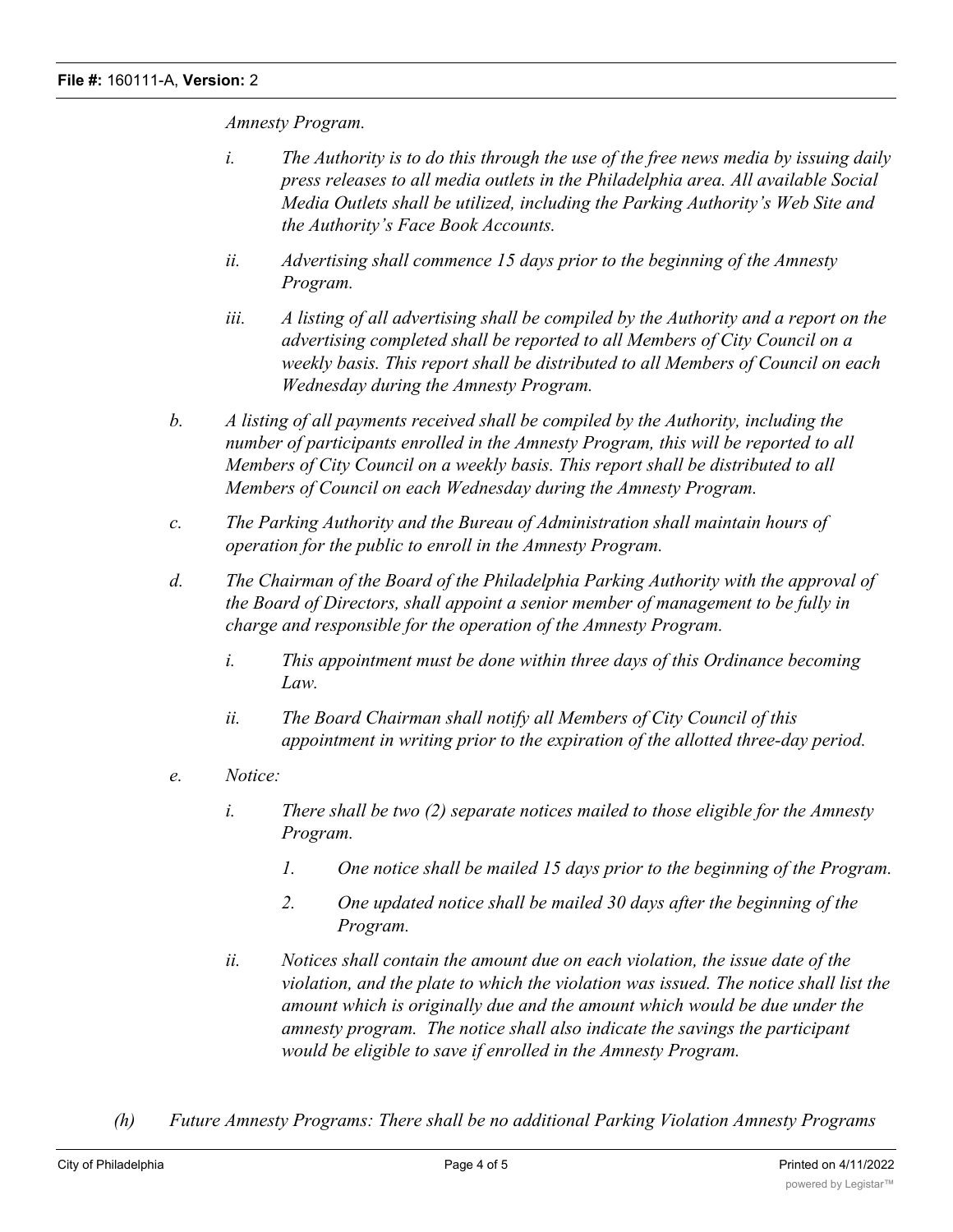*Amnesty Program.*

- *i. The Authority is to do this through the use of the free news media by issuing daily press releases to all media outlets in the Philadelphia area. All available Social Media Outlets shall be utilized, including the Parking Authority's Web Site and the Authority's Face Book Accounts.*

- *ii. Advertising shall commence 15 days prior to the beginning of the Amnesty Program.*

- *iii. A listing of all advertising shall be compiled by the Authority and a report on the advertising completed shall be reported to all Members of City Council on a weekly basis. This report shall be distributed to all Members of Council on each Wednesday during the Amnesty Program.*

*b. A listing of all payments received shall be compiled by the Authority, including the number of participants enrolled in the Amnesty Program, this will be reported to all Members of City Council on a weekly basis. This report shall be distributed to all Members of Council on each Wednesday during the Amnesty Program.*

*c. The Parking Authority and the Bureau of Administration shall maintain hours of operation for the public to enroll in the Amnesty Program.*

*d. The Chairman of the Board of the Philadelphia Parking Authority with the approval of the Board of Directors, shall appoint a senior member of management to be fully in charge and responsible for the operation of the Amnesty Program.*

- *i. This appointment must be done within three days of this Ordinance becoming Law.*

- *ii. The Board Chairman shall notify all Members of City Council of this appointment in writing prior to the expiration of the allotted three-day period.*

*e. Notice:*

- *i. There shall be two (2) separate notices mailed to those eligible for the Amnesty Program.*

  - *1. One notice shall be mailed 15 days prior to the beginning of the Program.*

  - *2. One updated notice shall be mailed 30 days after the beginning of the Program.*

- *ii. Notices shall contain the amount due on each violation, the issue date of the violation, and the plate to which the violation was issued. The notice shall list the amount which is originally due and the amount which would be due under the amnesty program. The notice shall also indicate the savings the participant would be eligible to save if enrolled in the Amnesty Program.*

*(h) Future Amnesty Programs: There shall be no additional Parking Violation Amnesty Programs*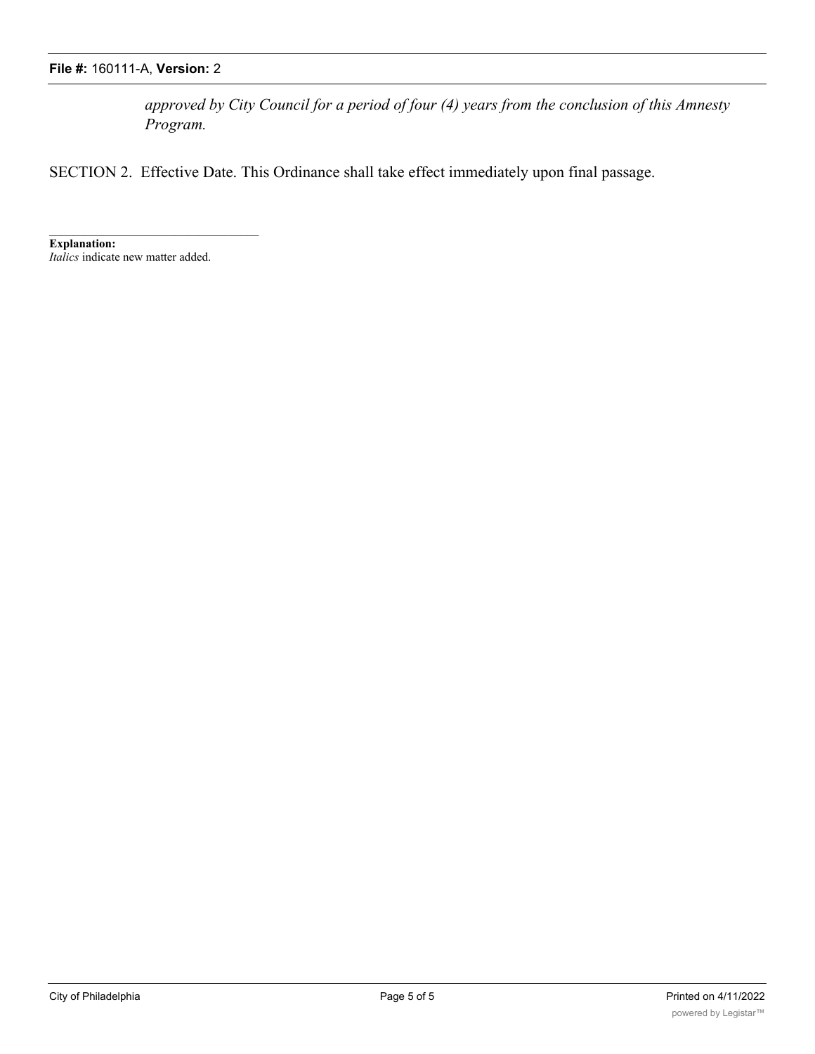*approved by City Council for a period of four (4) years from the conclusion of this Amnesty Program.*

SECTION 2. Effective Date. This Ordinance shall take effect immediately upon final passage.

___________________________________

**Explanation:**
*Italics* indicate new matter added.